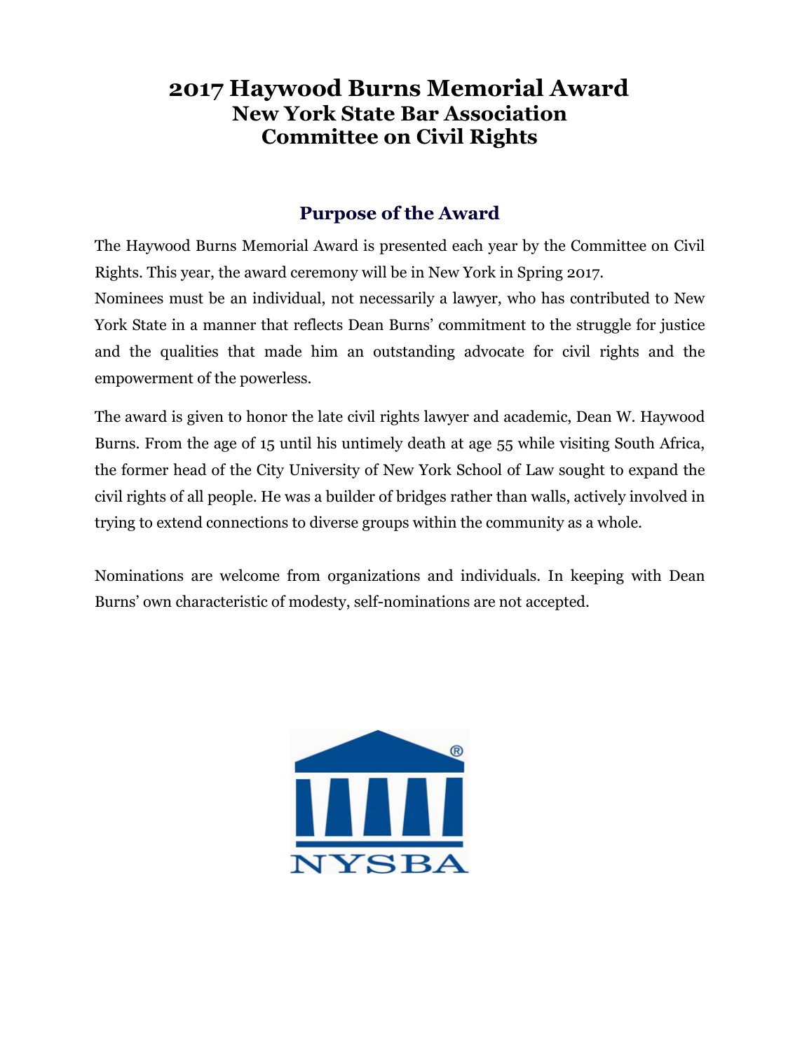# 2017 Haywood Burns Memorial Award
## New York State Bar Association
## Committee on Civil Rights

### Purpose of the Award

The Haywood Burns Memorial Award is presented each year by the Committee on Civil Rights. This year, the award ceremony will be in New York in Spring 2017.
Nominees must be an individual, not necessarily a lawyer, who has contributed to New York State in a manner that reflects Dean Burns' commitment to the struggle for justice and the qualities that made him an outstanding advocate for civil rights and the empowerment of the powerless.

The award is given to honor the late civil rights lawyer and academic, Dean W. Haywood Burns. From the age of 15 until his untimely death at age 55 while visiting South Africa, the former head of the City University of New York School of Law sought to expand the civil rights of all people. He was a builder of bridges rather than walls, actively involved in trying to extend connections to diverse groups within the community as a whole.

Nominations are welcome from organizations and individuals. In keeping with Dean Burns' own characteristic of modesty, self-nominations are not accepted.

NYSBA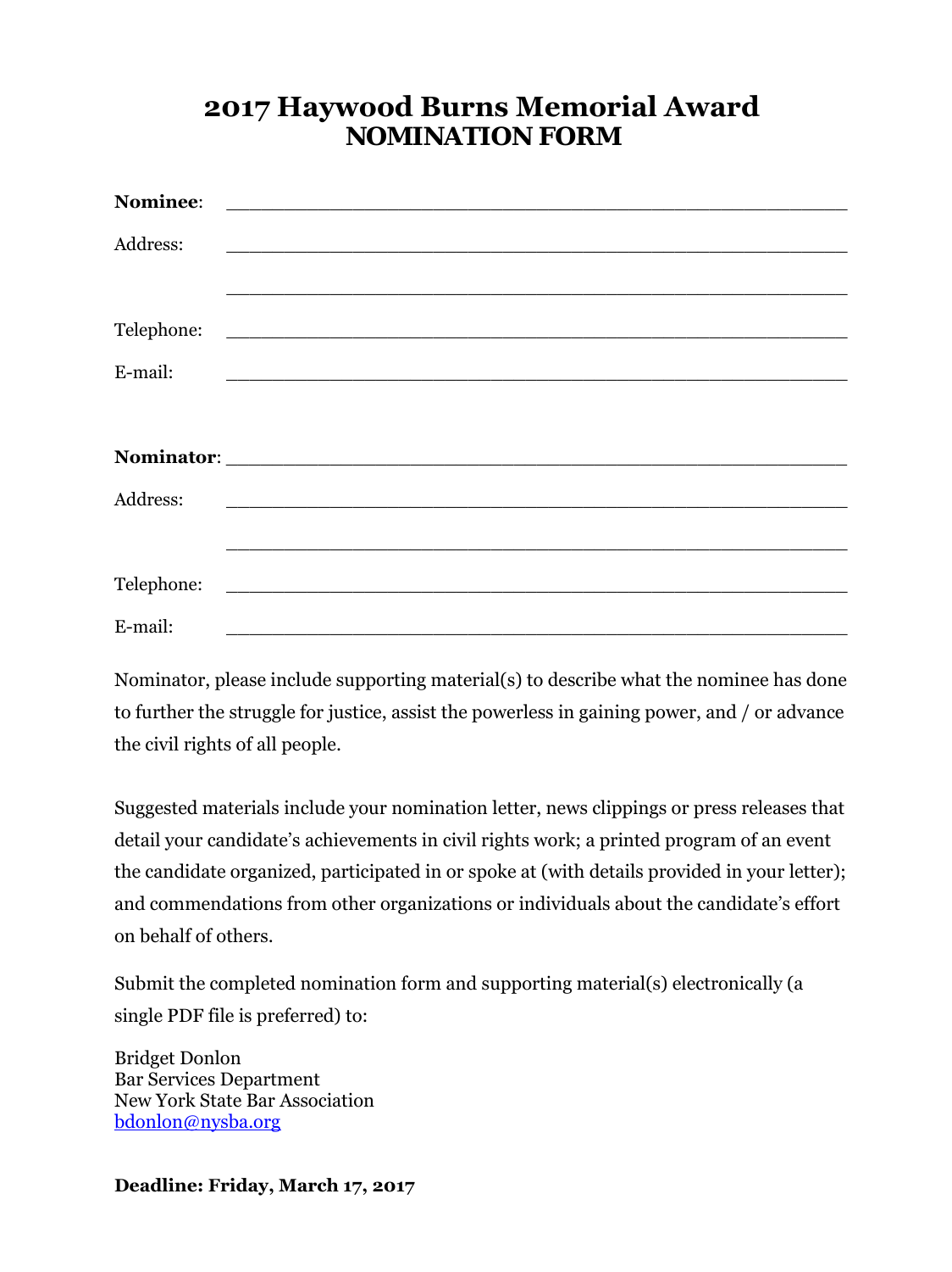# 2017 Haywood Burns Memorial Award
## NOMINATION FORM

**Nominee**: ______________________________________________

Address: ______________________________________________

______________________________________________

Telephone: ______________________________________________

E-mail: ______________________________________________

**Nominator**: ______________________________________________

Address: ______________________________________________

______________________________________________

Telephone: ______________________________________________

E-mail: ______________________________________________

Nominator, please include supporting material(s) to describe what the nominee has done to further the struggle for justice, assist the powerless in gaining power, and / or advance the civil rights of all people.

Suggested materials include your nomination letter, news clippings or press releases that detail your candidate's achievements in civil rights work; a printed program of an event the candidate organized, participated in or spoke at (with details provided in your letter); and commendations from other organizations or individuals about the candidate's effort on behalf of others.

Submit the completed nomination form and supporting material(s) electronically (a single PDF file is preferred) to:

Bridget Donlon
Bar Services Department
New York State Bar Association
bdonlon@nysba.org

**Deadline: Friday, March 17, 2017**